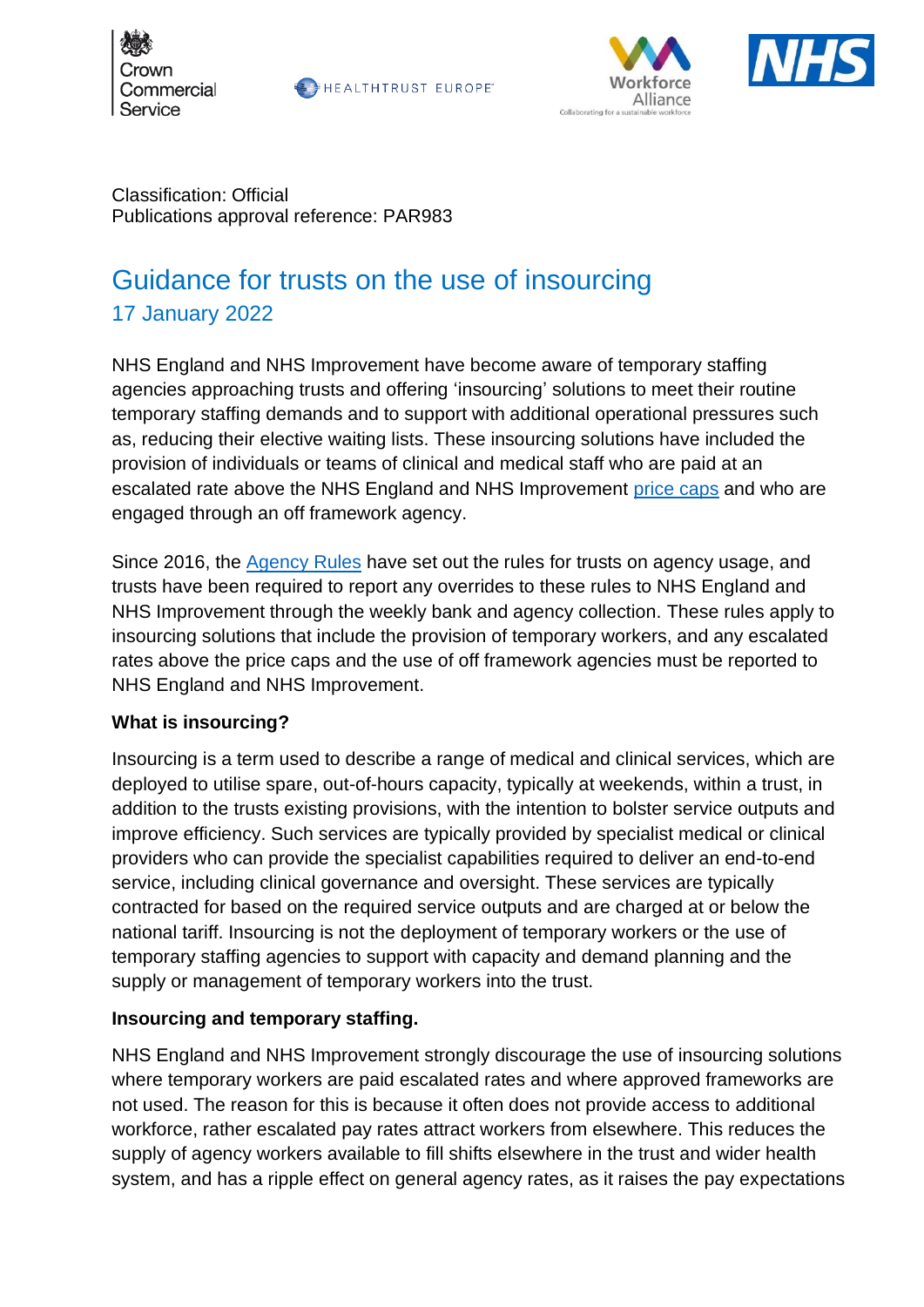Classification: Official
Publications approval reference: PAR983

# Guidance for trusts on the use of insourcing

## 17 January 2022

NHS England and NHS Improvement have become aware of temporary staffing agencies approaching trusts and offering 'insourcing' solutions to meet their routine temporary staffing demands and to support with additional operational pressures such as, reducing their elective waiting lists. These insourcing solutions have included the provision of individuals or teams of clinical and medical staff who are paid at an escalated rate above the NHS England and NHS Improvement price caps and who are engaged through an off framework agency.

Since 2016, the Agency Rules have set out the rules for trusts on agency usage, and trusts have been required to report any overrides to these rules to NHS England and NHS Improvement through the weekly bank and agency collection. These rules apply to insourcing solutions that include the provision of temporary workers, and any escalated rates above the price caps and the use of off framework agencies must be reported to NHS England and NHS Improvement.

**What is insourcing?**

Insourcing is a term used to describe a range of medical and clinical services, which are deployed to utilise spare, out-of-hours capacity, typically at weekends, within a trust, in addition to the trusts existing provisions, with the intention to bolster service outputs and improve efficiency. Such services are typically provided by specialist medical or clinical providers who can provide the specialist capabilities required to deliver an end-to-end service, including clinical governance and oversight. These services are typically contracted for based on the required service outputs and are charged at or below the national tariff. Insourcing is not the deployment of temporary workers or the use of temporary staffing agencies to support with capacity and demand planning and the supply or management of temporary workers into the trust.

**Insourcing and temporary staffing.**

NHS England and NHS Improvement strongly discourage the use of insourcing solutions where temporary workers are paid escalated rates and where approved frameworks are not used. The reason for this is because it often does not provide access to additional workforce, rather escalated pay rates attract workers from elsewhere. This reduces the supply of agency workers available to fill shifts elsewhere in the trust and wider health system, and has a ripple effect on general agency rates, as it raises the pay expectations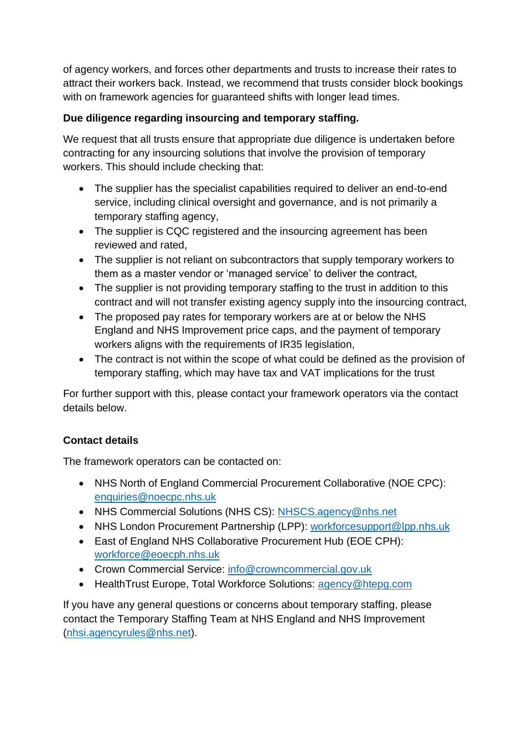of agency workers, and forces other departments and trusts to increase their rates to attract their workers back. Instead, we recommend that trusts consider block bookings with on framework agencies for guaranteed shifts with longer lead times.

**Due diligence regarding insourcing and temporary staffing.**

We request that all trusts ensure that appropriate due diligence is undertaken before contracting for any insourcing solutions that involve the provision of temporary workers. This should include checking that:

- The supplier has the specialist capabilities required to deliver an end-to-end service, including clinical oversight and governance, and is not primarily a temporary staffing agency,
- The supplier is CQC registered and the insourcing agreement has been reviewed and rated,
- The supplier is not reliant on subcontractors that supply temporary workers to them as a master vendor or 'managed service' to deliver the contract,
- The supplier is not providing temporary staffing to the trust in addition to this contract and will not transfer existing agency supply into the insourcing contract,
- The proposed pay rates for temporary workers are at or below the NHS England and NHS Improvement price caps, and the payment of temporary workers aligns with the requirements of IR35 legislation,
- The contract is not within the scope of what could be defined as the provision of temporary staffing, which may have tax and VAT implications for the trust

For further support with this, please contact your framework operators via the contact details below.

**Contact details**

The framework operators can be contacted on:

- NHS North of England Commercial Procurement Collaborative (NOE CPC): enquiries@noecpc.nhs.uk
- NHS Commercial Solutions (NHS CS): NHSCS.agency@nhs.net
- NHS London Procurement Partnership (LPP): workforcesupport@lpp.nhs.uk
- East of England NHS Collaborative Procurement Hub (EOE CPH): workforce@eoecph.nhs.uk
- Crown Commercial Service: info@crowncommercial.gov.uk
- HealthTrust Europe, Total Workforce Solutions: agency@htepg.com

If you have any general questions or concerns about temporary staffing, please contact the Temporary Staffing Team at NHS England and NHS Improvement (nhsi.agencyrules@nhs.net).